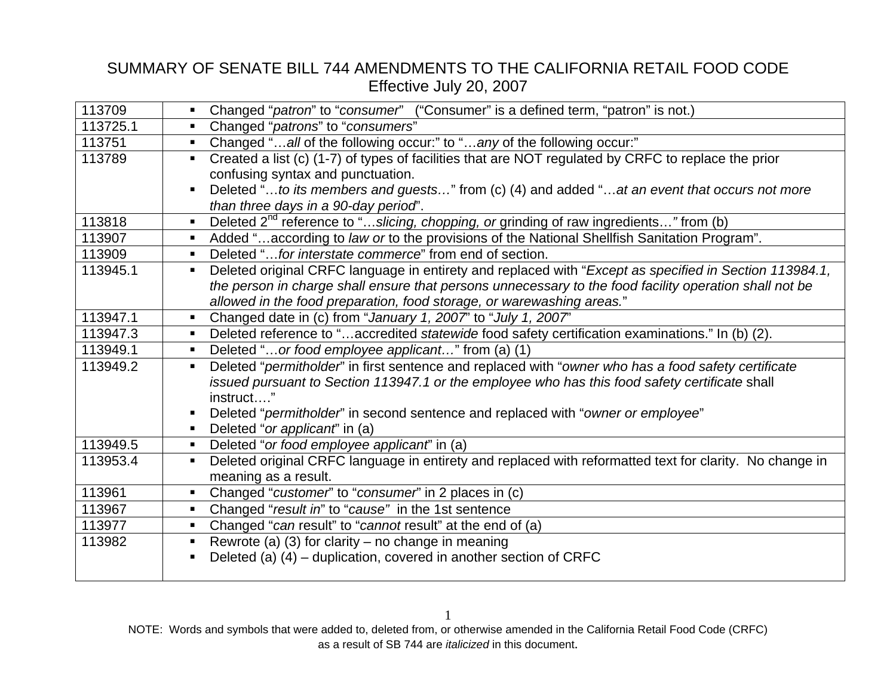# SUMMARY OF SENATE BILL 744 AMENDMENTS TO THE CALIFORNIA RETAIL FOOD CODE

Effective July 20, 2007

| | |
|---|---|
| 113709 | ▪ Changed "*patron*" to "*consumer*" ("Consumer" is a defined term, "patron" is not.) |
| 113725.1 | ▪ Changed "*patrons*" to "*consumers*" |
| 113751 | ▪ Changed "…*all* of the following occur:" to "…*any* of the following occur:" |
| 113789 | ▪ Created a list (c) (1-7) of types of facilities that are NOT regulated by CRFC to replace the prior confusing syntax and punctuation.<br>▪ Deleted "…*to its members and guests…*" from (c) (4) and added "…*at an event that occurs not more than three days in a 90-day period*". |
| 113818 | ▪ Deleted 2nd reference to "…*slicing, chopping, or* grinding of raw ingredients…*"* from (b) |
| 113907 | ▪ Added "…according to *law or* to the provisions of the National Shellfish Sanitation Program". |
| 113909 | ▪ Deleted "…*for interstate commerce*" from end of section. |
| 113945.1 | ▪ Deleted original CRFC language in entirety and replaced with "*Except as specified in Section 113984.1, the person in charge shall ensure that persons unnecessary to the food facility operation shall not be allowed in the food preparation, food storage, or warewashing areas.*" |
| 113947.1 | ▪ Changed date in (c) from "*January 1, 2007*" to "*July 1, 2007*" |
| 113947.3 | ▪ Deleted reference to "…accredited *statewide* food safety certification examinations." In (b) (2). |
| 113949.1 | ▪ Deleted "…*or food employee applicant…*" from (a) (1) |
| 113949.2 | ▪ Deleted "*permitholder*" in first sentence and replaced with "*owner who has a food safety certificate issued pursuant to Section 113947.1 or the employee who has this food safety certificate* shall instruct…."<br>▪ Deleted "*permitholder*" in second sentence and replaced with "*owner or employee*"<br>▪ Deleted "*or applicant*" in (a) |
| 113949.5 | ▪ Deleted "*or food employee applicant*" in (a) |
| 113953.4 | ▪ Deleted original CRFC language in entirety and replaced with reformatted text for clarity. No change in meaning as a result. |
| 113961 | ▪ Changed "*customer*" to "*consumer*" in 2 places in (c) |
| 113967 | ▪ Changed "*result in*" to "*cause"* in the 1st sentence |
| 113977 | ▪ Changed "*can* result" to "*cannot* result" at the end of (a) |
| 113982 | ▪ Rewrote (a) (3) for clarity – no change in meaning<br>▪ Deleted (a) (4) – duplication, covered in another section of CRFC |

NOTE: Words and symbols that were added to, deleted from, or otherwise amended in the California Retail Food Code (CRFC) as a result of SB 744 are *italicized* in this document.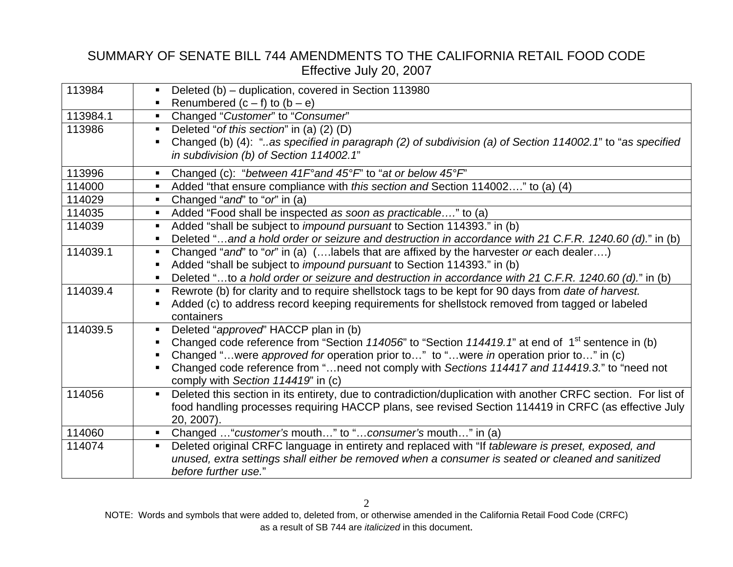# SUMMARY OF SENATE BILL 744 AMENDMENTS TO THE CALIFORNIA RETAIL FOOD CODE
Effective July 20, 2007

| Section | Amendment |
|---|---|
| 113984 | ▪ Deleted (b) – duplication, covered in Section 113980<br>▪ Renumbered (c – f) to (b – e) |
| 113984.1 | ▪ Changed "*Customer*" to "*Consumer*" |
| 113986 | ▪ Deleted "*of this section*" in (a) (2) (D)<br>▪ Changed (b) (4): "*..as specified in paragraph (2) of subdivision (a) of Section 114002.1*" to "*as specified in subdivision (b) of Section 114002.1*" |
| 113996 | ▪ Changed (c): "*between 41F°and 45°F*" to "*at or below 45°F*" |
| 114000 | ▪ Added "that ensure compliance with *this section and* Section 114002…." to (a) (4) |
| 114029 | ▪ Changed "*and*" to "*or*" in (a) |
| 114035 | ▪ Added "Food shall be inspected *as soon as practicable*…." to (a) |
| 114039 | ▪ Added "shall be subject to *impound pursuant* to Section 114393." in (b)<br>▪ Deleted "…*and a hold order or seizure and destruction in accordance with 21 C.F.R. 1240.60 (d).*" in (b) |
| 114039.1 | ▪ Changed "*and*" to "*or*" in (a) (….labels that are affixed by the harvester *or* each dealer….)<br>▪ Added "shall be subject to *impound pursuant* to Section 114393." in (b)<br>▪ Deleted "…to *a hold order or seizure and destruction in accordance with 21 C.F.R. 1240.60 (d).*" in (b) |
| 114039.4 | ▪ Rewrote (b) for clarity and to require shellstock tags to be kept for 90 days from *date of harvest.*<br>▪ Added (c) to address record keeping requirements for shellstock removed from tagged or labeled containers |
| 114039.5 | ▪ Deleted "*approved*" HACCP plan in (b)<br>▪ Changed code reference from "Section *114056*" to "Section *114419.1*" at end of 1st sentence in (b)<br>▪ Changed "…were *approved for* operation prior to…" to "…were *in* operation prior to…" in (c)<br>▪ Changed code reference from "…need not comply with *Sections 114417 and 114419.3.*" to "need not comply with *Section 114419*" in (c) |
| 114056 | ▪ Deleted this section in its entirety, due to contradiction/duplication with another CRFC section. For list of food handling processes requiring HACCP plans, see revised Section 114419 in CRFC (as effective July 20, 2007). |
| 114060 | ▪ Changed …"*customer's* mouth…" to "…*consumer's* mouth…" in (a) |
| 114074 | ▪ Deleted original CRFC language in entirety and replaced with "If *tableware is preset, exposed, and unused, extra settings shall either be removed when a consumer is seated or cleaned and sanitized before further use.*" |

NOTE: Words and symbols that were added to, deleted from, or otherwise amended in the California Retail Food Code (CRFC) as a result of SB 744 are *italicized* in this document.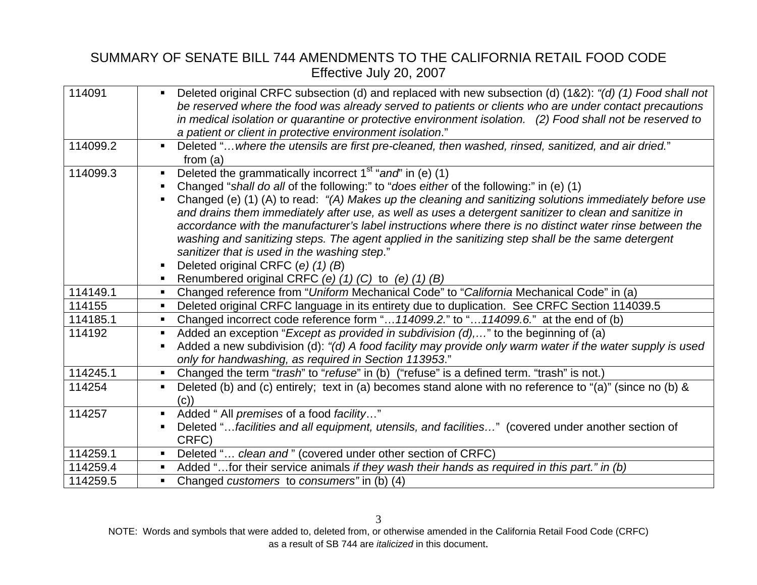# SUMMARY OF SENATE BILL 744 AMENDMENTS TO THE CALIFORNIA RETAIL FOOD CODE
Effective July 20, 2007

| | |
|---|---|
| 114091 | ▪ Deleted original CRFC subsection (d) and replaced with new subsection (d) (1&2): *"(d) (1) Food shall not be reserved where the food was already served to patients or clients who are under contact precautions in medical isolation or quarantine or protective environment isolation. (2) Food shall not be reserved to a patient or client in protective environment isolation*." |
| 114099.2 | ▪ Deleted "*…where the utensils are first pre-cleaned, then washed, rinsed, sanitized, and air dried.*" from (a) |
| 114099.3 | ▪ Deleted the grammatically incorrect 1st "*and*" in (e) (1)<br>▪ Changed "*shall do all* of the following:" to "*does either* of the following:" in (e) (1)<br>▪ Changed (e) (1) (A) to read: *"(A) Makes up the cleaning and sanitizing solutions immediately before use and drains them immediately after use, as well as uses a detergent sanitizer to clean and sanitize in accordance with the manufacturer's label instructions where there is no distinct water rinse between the washing and sanitizing steps. The agent applied in the sanitizing step shall be the same detergent sanitizer that is used in the washing step*."<br>▪ Deleted original CRFC (*e) (1) (B*)<br>▪ Renumbered original CRFC *(e) (1) (C)* to *(e) (1) (B)* |
| 114149.1 | ▪ Changed reference from "*Uniform* Mechanical Code" to "*California* Mechanical Code" in (a) |
| 114155 | ▪ Deleted original CRFC language in its entirety due to duplication. See CRFC Section 114039.5 |
| 114185.1 | ▪ Changed incorrect code reference form "…*114099.2.*" to "…*114099.6.*" at the end of (b) |
| 114192 | ▪ Added an exception "*Except as provided in subdivision (d),…*" to the beginning of (a)<br>▪ Added a new subdivision (d): *"(d) A food facility may provide only warm water if the water supply is used only for handwashing, as required in Section 113953*." |
| 114245.1 | ▪ Changed the term "*trash*" to "*refuse*" in (b) ("refuse" is a defined term. "trash" is not.) |
| 114254 | ▪ Deleted (b) and (c) entirely; text in (a) becomes stand alone with no reference to "(a)" (since no (b) & (c)) |
| 114257 | ▪ Added " All *premises* of a food *facility*…"<br>▪ Deleted "…*facilities and all equipment, utensils, and facilities…*" (covered under another section of CRFC) |
| 114259.1 | ▪ Deleted "… *clean and* " (covered under other section of CRFC) |
| 114259.4 | ▪ Added "…for their service animals *if they wash their hands as required in this part." in (b)* |
| 114259.5 | ▪ Changed *customers* to *consumers"* in (b) (4) |

NOTE: Words and symbols that were added to, deleted from, or otherwise amended in the California Retail Food Code (CRFC) as a result of SB 744 are *italicized* in this document.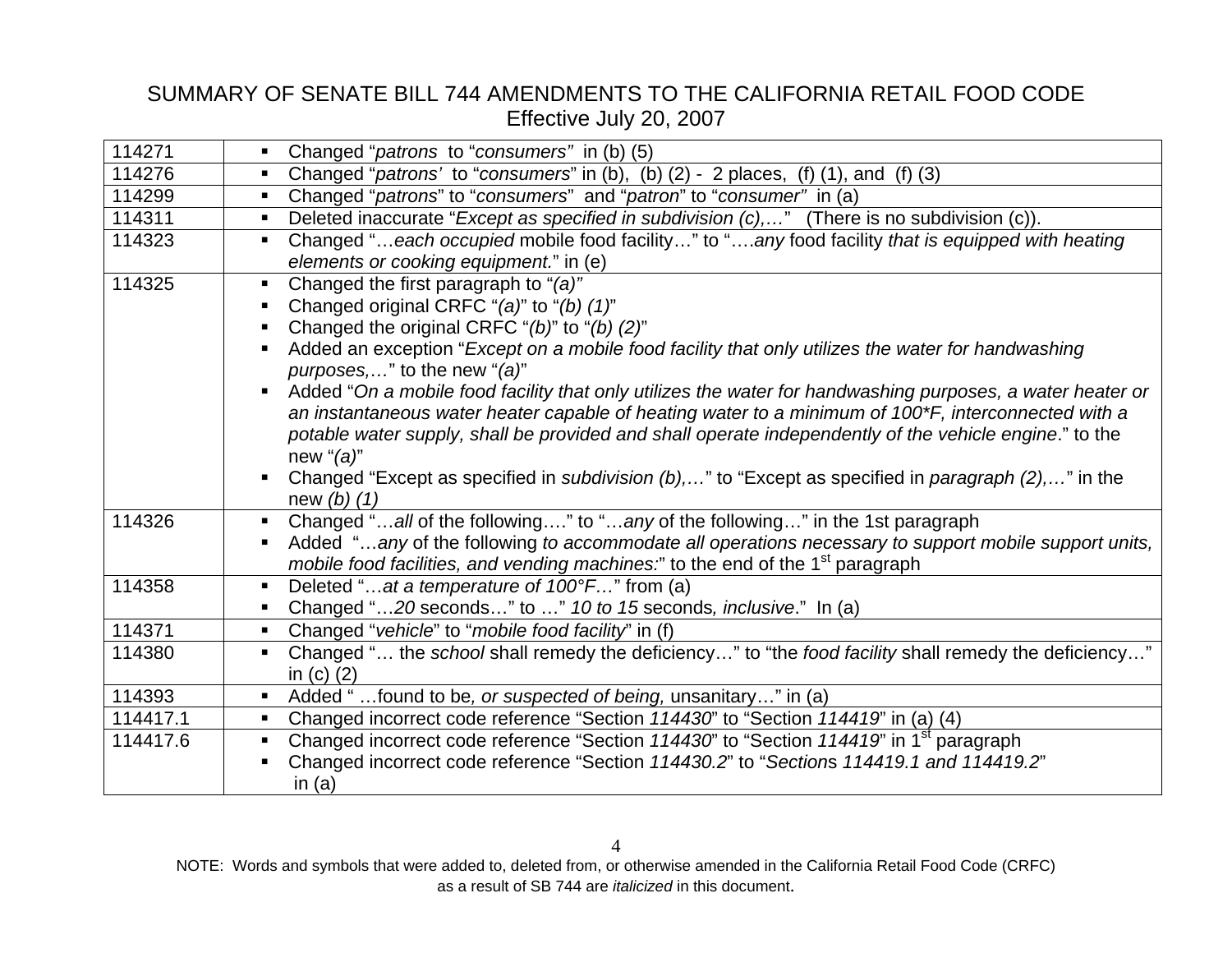# SUMMARY OF SENATE BILL 744 AMENDMENTS TO THE CALIFORNIA RETAIL FOOD CODE
Effective July 20, 2007

| | |
|---|---|
| 114271 | ▪ Changed "*patrons* to "*consumers"* in (b) (5) |
| 114276 | ▪ Changed "*patrons'* to "*consumers*" in (b), (b) (2) - 2 places, (f) (1), and (f) (3) |
| 114299 | ▪ Changed "*patrons*" to "*consumers*" and "*patron*" to "*consumer"* in (a) |
| 114311 | ▪ Deleted inaccurate "*Except as specified in subdivision (c),…*" (There is no subdivision (c)). |
| 114323 | ▪ Changed "…*each occupied* mobile food facility…" to "….*any* food facility *that is equipped with heating elements or cooking equipment.*" in (e) |
| 114325 | ▪ Changed the first paragraph to "*(a)"*<br>▪ Changed original CRFC "*(a)*" to "*(b) (1)*"<br>▪ Changed the original CRFC "*(b)*" to "*(b) (2)*"<br>▪ Added an exception "*Except on a mobile food facility that only utilizes the water for handwashing purposes,…*" to the new "*(a)*"<br>▪ Added "*On a mobile food facility that only utilizes the water for handwashing purposes, a water heater or an instantaneous water heater capable of heating water to a minimum of 100*F, interconnected with a potable water supply, shall be provided and shall operate independently of the vehicle engine*." to the new "*(a)*"<br>▪ Changed "Except as specified in *subdivision (b),…*" to "Except as specified in *paragraph (2),…*" in the new *(b) (1)* |
| 114326 | ▪ Changed "…*all* of the following…." to "…*any* of the following…" in the 1st paragraph<br>▪ Added "…*any* of the following *to accommodate all operations necessary to support mobile support units, mobile food facilities, and vending machines:*" to the end of the 1st paragraph |
| 114358 | ▪ Deleted "…*at a temperature of 100°F…*" from (a)<br>▪ Changed "…*20* seconds…" to …" *10 to 15* seconds*, inclusive*." In (a) |
| 114371 | ▪ Changed "*vehicle*" to "*mobile food facility*" in (f) |
| 114380 | ▪ Changed "… the *school* shall remedy the deficiency…" to "the *food facility* shall remedy the deficiency…" in (c) (2) |
| 114393 | ▪ Added " …found to be*, or suspected of being,* unsanitary…" in (a) |
| 114417.1 | ▪ Changed incorrect code reference "Section *114430*" to "Section *114419*" in (a) (4) |
| 114417.6 | ▪ Changed incorrect code reference "Section *114430*" to "Section *114419*" in 1st paragraph<br>▪ Changed incorrect code reference "Section *114430.2*" to "*Sections 114419.1 and 114419.2*" in (a) |

NOTE: Words and symbols that were added to, deleted from, or otherwise amended in the California Retail Food Code (CRFC) as a result of SB 744 are *italicized* in this document.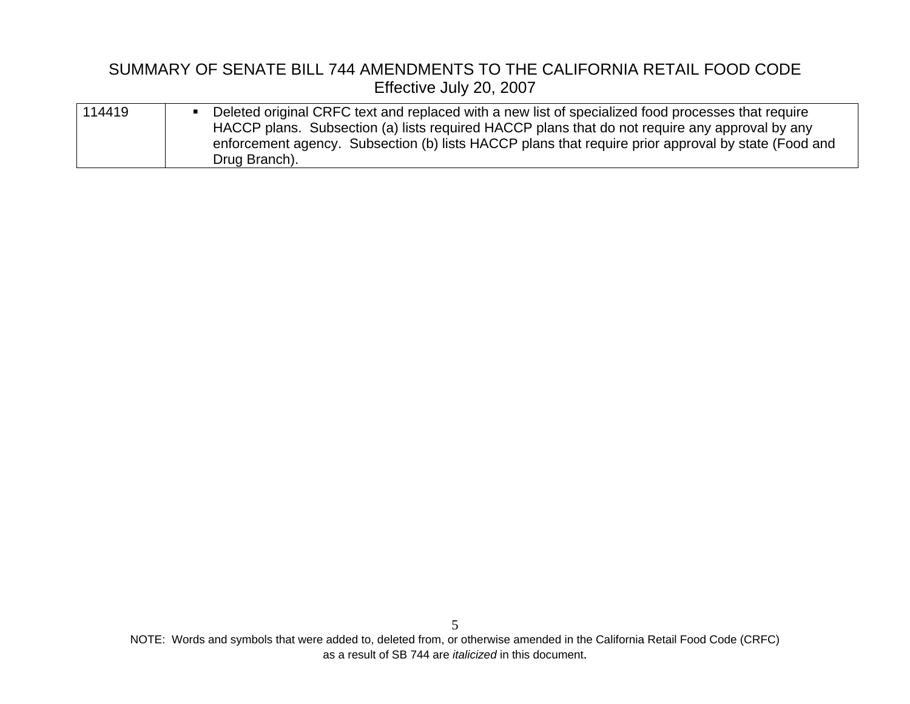| | |
|---|---|
| 114419 | ▪ Deleted original CRFC text and replaced with a new list of specialized food processes that require HACCP plans. Subsection (a) lists required HACCP plans that do not require any approval by any enforcement agency. Subsection (b) lists HACCP plans that require prior approval by state (Food and Drug Branch). |